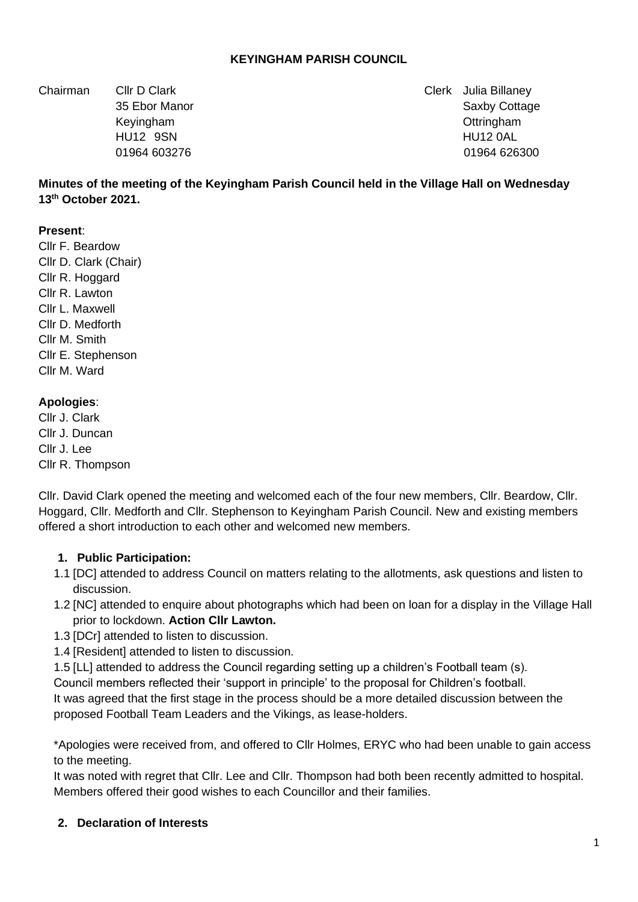**KEYINGHAM PARISH COUNCIL**

Chairman Cllr D Clark
35 Ebor Manor
Keyingham
HU12 9SN
01964 603276

Clerk Julia Billaney
Saxby Cottage
Ottringham
HU12 0AL
01964 626300

**Minutes of the meeting of the Keyingham Parish Council held in the Village Hall on Wednesday 13th October 2021.**

**Present**:
Cllr F. Beardow
Cllr D. Clark (Chair)
Cllr R. Hoggard
Cllr R. Lawton
Cllr L. Maxwell
Cllr D. Medforth
Cllr M. Smith
Cllr E. Stephenson
Cllr M. Ward

**Apologies**:
Cllr J. Clark
Cllr J. Duncan
Cllr J. Lee
Cllr R. Thompson

Cllr. David Clark opened the meeting and welcomed each of the four new members, Cllr. Beardow, Cllr. Hoggard, Cllr. Medforth and Cllr. Stephenson to Keyingham Parish Council. New and existing members offered a short introduction to each other and welcomed new members.

1. **Public Participation:**

1.1 [DC] attended to address Council on matters relating to the allotments, ask questions and listen to discussion.

1.2 [NC] attended to enquire about photographs which had been on loan for a display in the Village Hall prior to lockdown. **Action Cllr Lawton.**

1.3 [DCr] attended to listen to discussion.

1.4 [Resident] attended to listen to discussion.

1.5 [LL] attended to address the Council regarding setting up a children's Football team (s).

Council members reflected their 'support in principle' to the proposal for Children's football.
It was agreed that the first stage in the process should be a more detailed discussion between the proposed Football Team Leaders and the Vikings, as lease-holders.

*Apologies were received from, and offered to Cllr Holmes, ERYC who had been unable to gain access to the meeting.
It was noted with regret that Cllr. Lee and Cllr. Thompson had both been recently admitted to hospital. Members offered their good wishes to each Councillor and their families.

2. **Declaration of Interests**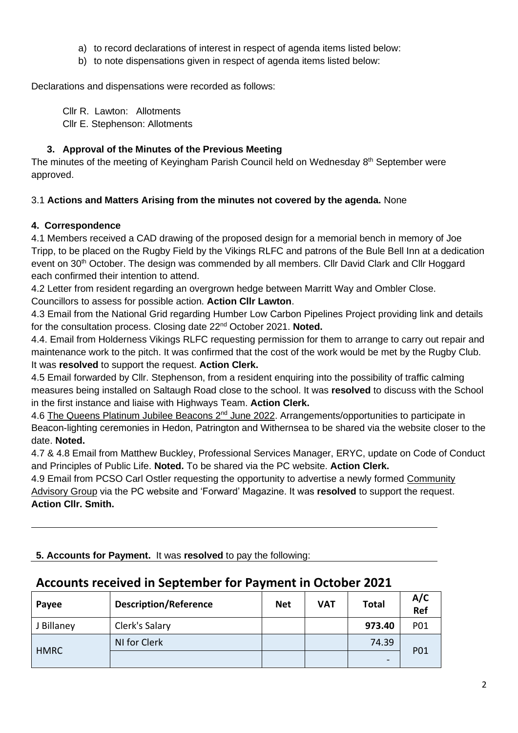a) to record declarations of interest in respect of agenda items listed below:
b) to note dispensations given in respect of agenda items listed below:

Declarations and dispensations were recorded as follows:

Cllr R. Lawton: Allotments
Cllr E. Stephenson: Allotments

### 3. Approval of the Minutes of the Previous Meeting

The minutes of the meeting of Keyingham Parish Council held on Wednesday 8th September were approved.

3.1 **Actions and Matters Arising from the minutes not covered by the agenda.** None

### 4. Correspondence

4.1 Members received a CAD drawing of the proposed design for a memorial bench in memory of Joe Tripp, to be placed on the Rugby Field by the Vikings RLFC and patrons of the Bule Bell Inn at a dedication event on 30th October. The design was commended by all members. Cllr David Clark and Cllr Hoggard each confirmed their intention to attend.

4.2 Letter from resident regarding an overgrown hedge between Marritt Way and Ombler Close. Councillors to assess for possible action. **Action Cllr Lawton**.

4.3 Email from the National Grid regarding Humber Low Carbon Pipelines Project providing link and details for the consultation process. Closing date 22nd October 2021. **Noted.**

4.4. Email from Holderness Vikings RLFC requesting permission for them to arrange to carry out repair and maintenance work to the pitch. It was confirmed that the cost of the work would be met by the Rugby Club. It was **resolved** to support the request. **Action Clerk.**

4.5 Email forwarded by Cllr. Stephenson, from a resident enquiring into the possibility of traffic calming measures being installed on Saltaugh Road close to the school. It was **resolved** to discuss with the School in the first instance and liaise with Highways Team. **Action Clerk.**

4.6 The Queens Platinum Jubilee Beacons 2nd June 2022. Arrangements/opportunities to participate in Beacon-lighting ceremonies in Hedon, Patrington and Withernsea to be shared via the website closer to the date. **Noted.**

4.7 & 4.8 Email from Matthew Buckley, Professional Services Manager, ERYC, update on Code of Conduct and Principles of Public Life. **Noted.** To be shared via the PC website. **Action Clerk.**

4.9 Email from PCSO Carl Ostler requesting the opportunity to advertise a newly formed Community Advisory Group via the PC website and 'Forward' Magazine. It was **resolved** to support the request. **Action Cllr. Smith.**

**5. Accounts for Payment.** It was **resolved** to pay the following:

## Accounts received in September for Payment in October 2021

| Payee | Description/Reference | Net | VAT | Total | A/C Ref |
|---|---|---|---|---|---|
| J Billaney | Clerk's Salary | | | **973.40** | P01 |
| HMRC | NI for Clerk | | | 74.39 | P01 |
| | | | | - | |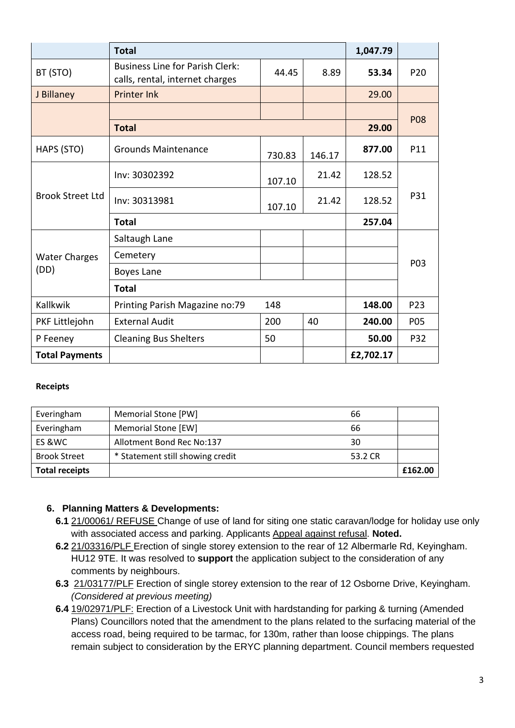| | | | | | |
|---|---|---|---|---|---|
| | **Total** | | | **1,047.79** | |
| BT (STO) | Business Line for Parish Clerk: calls, rental, internet charges | 44.45 | 8.89 | **53.34** | P20 |
| J Billaney | Printer Ink | | | 29.00 | |
| | | | | | P08 |
| | **Total** | | | **29.00** | |
| HAPS (STO) | Grounds Maintenance | 730.83 | 146.17 | **877.00** | P11 |
| Brook Street Ltd | Inv: 30302392 | 107.10 | 21.42 | 128.52 | P31 |
| | Inv: 30313981 | 107.10 | 21.42 | 128.52 | |
| | **Total** | | | **257.04** | |
| Water Charges (DD) | Saltaugh Lane | | | | P03 |
| | Cemetery | | | | |
| | Boyes Lane | | | | |
| | **Total** | | | | |
| Kallkwik | Printing Parish Magazine no:79 | 148 | | **148.00** | P23 |
| PKF Littlejohn | External Audit | 200 | 40 | **240.00** | P05 |
| P Feeney | Cleaning Bus Shelters | 50 | | **50.00** | P32 |
| **Total Payments** | | | | **£2,702.17** | |

**Receipts**

| | | | |
|---|---|---|---|
| Everingham | Memorial Stone [PW] | 66 | |
| Everingham | Memorial Stone [EW] | 66 | |
| ES &WC | Allotment Bond Rec No:137 | 30 | |
| Brook Street | * Statement still showing credit | 53.2 CR | |
| **Total receipts** | | | **£162.00** |

6. **Planning Matters & Developments:**

**6.1** 21/00061/ REFUSE Change of use of land for siting one static caravan/lodge for holiday use only with associated access and parking. Applicants Appeal against refusal. **Noted.**

**6.2** 21/03316/PLF Erection of single storey extension to the rear of 12 Albermarle Rd, Keyingham. HU12 9TE. It was resolved to **support** the application subject to the consideration of any comments by neighbours.

**6.3** 21/03177/PLF Erection of single storey extension to the rear of 12 Osborne Drive, Keyingham. *(Considered at previous meeting)*

**6.4** 19/02971/PLF: Erection of a Livestock Unit with hardstanding for parking & turning (Amended Plans) Councillors noted that the amendment to the plans related to the surfacing material of the access road, being required to be tarmac, for 130m, rather than loose chippings. The plans remain subject to consideration by the ERYC planning department. Council members requested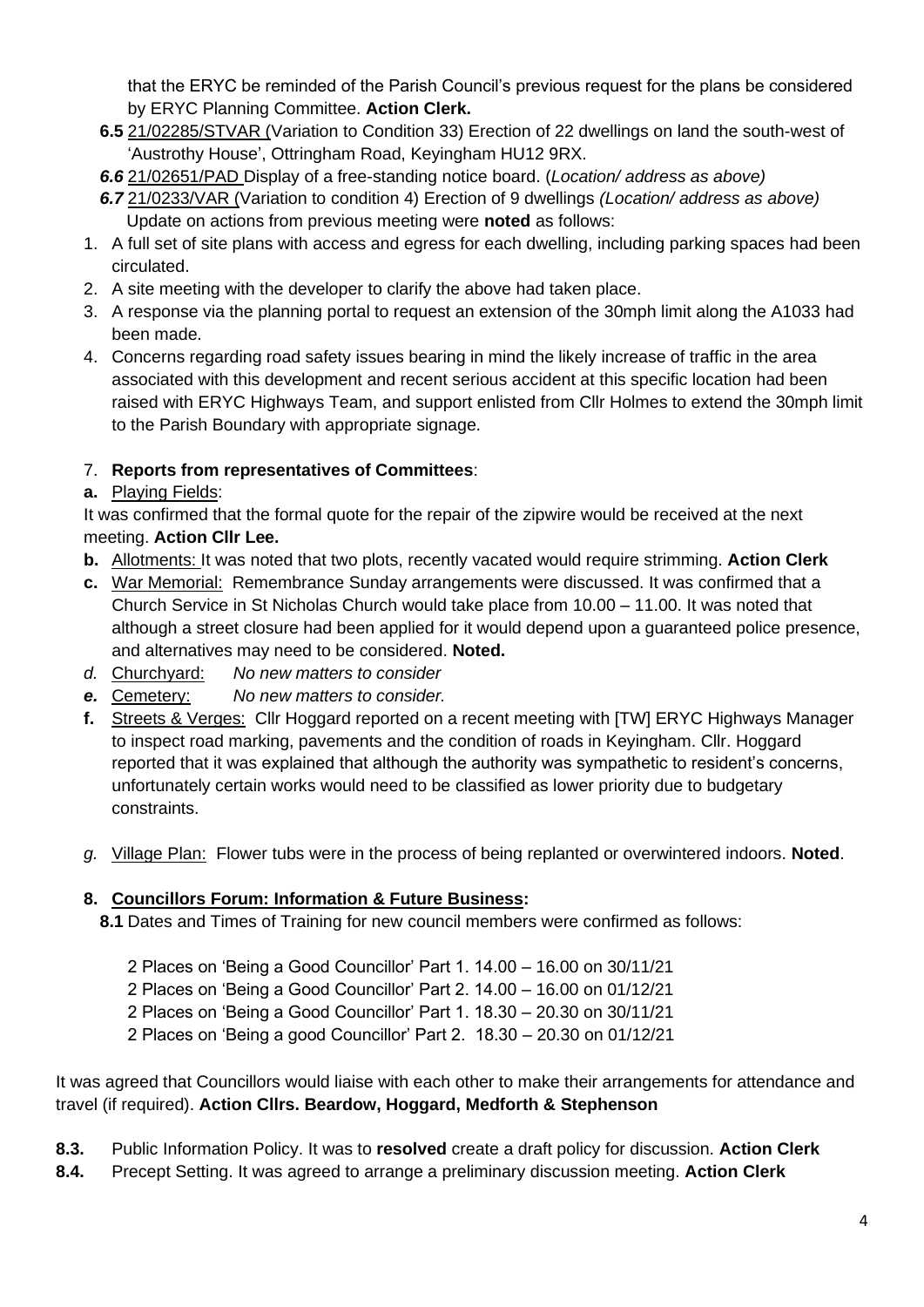that the ERYC be reminded of the Parish Council's previous request for the plans be considered by ERYC Planning Committee. **Action Clerk.**

**6.5** <u>21/02285/STVAR (</u>Variation to Condition 33) Erection of 22 dwellings on land the south-west of 'Austrothy House', Ottringham Road, Keyingham HU12 9RX.

***6.6*** <u>21/02651/PAD</u> Display of a free-standing notice board. (*Location/ address as above)*

***6.7*** <u>21/0233/VAR (</u>Variation to condition 4) Erection of 9 dwellings *(Location/ address as above)*

Update on actions from previous meeting were **noted** as follows:

1. A full set of site plans with access and egress for each dwelling, including parking spaces had been circulated.
2. A site meeting with the developer to clarify the above had taken place.
3. A response via the planning portal to request an extension of the 30mph limit along the A1033 had been made.
4. Concerns regarding road safety issues bearing in mind the likely increase of traffic in the area associated with this development and recent serious accident at this specific location had been raised with ERYC Highways Team, and support enlisted from Cllr Holmes to extend the 30mph limit to the Parish Boundary with appropriate signage.

7. **Reports from representatives of Committees**:

**a.** <u>Playing Fields</u>:

It was confirmed that the formal quote for the repair of the zipwire would be received at the next meeting. **Action Cllr Lee.**

**b.** <u>Allotments:</u> It was noted that two plots, recently vacated would require strimming. **Action Clerk**

**c.** <u>War Memorial:</u> Remembrance Sunday arrangements were discussed. It was confirmed that a Church Service in St Nicholas Church would take place from 10.00 – 11.00. It was noted that although a street closure had been applied for it would depend upon a guaranteed police presence, and alternatives may need to be considered. **Noted.**

*d.* <u>Churchyard:</u> *No new matters to consider*

***e.*** <u>Cemetery:</u> *No new matters to consider.*

**f.** <u>Streets & Verges:</u> Cllr Hoggard reported on a recent meeting with [TW] ERYC Highways Manager to inspect road marking, pavements and the condition of roads in Keyingham. Cllr. Hoggard reported that it was explained that although the authority was sympathetic to resident's concerns, unfortunately certain works would need to be classified as lower priority due to budgetary constraints.

*g.* <u>Village Plan:</u> Flower tubs were in the process of being replanted or overwintered indoors. **Noted**.

## 8. <u>Councillors Forum: Information & Future Business:</u>

**8.1** Dates and Times of Training for new council members were confirmed as follows:

2 Places on 'Being a Good Councillor' Part 1. 14.00 – 16.00 on 30/11/21
2 Places on 'Being a Good Councillor' Part 2. 14.00 – 16.00 on 01/12/21
2 Places on 'Being a Good Councillor' Part 1. 18.30 – 20.30 on 30/11/21
2 Places on 'Being a good Councillor' Part 2. 18.30 – 20.30 on 01/12/21

It was agreed that Councillors would liaise with each other to make their arrangements for attendance and travel (if required). **Action Cllrs. Beardow, Hoggard, Medforth & Stephenson**

**8.3.** Public Information Policy. It was to **resolved** create a draft policy for discussion. **Action Clerk**

**8.4.** Precept Setting. It was agreed to arrange a preliminary discussion meeting. **Action Clerk**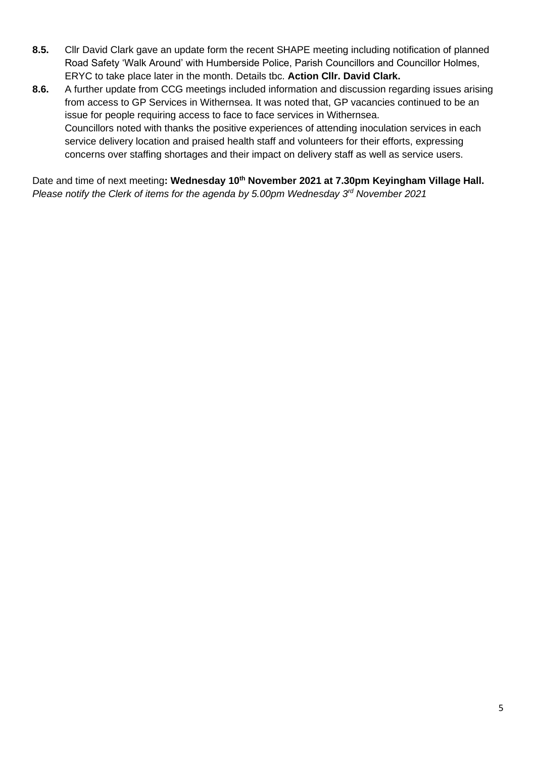**8.5.** Cllr David Clark gave an update form the recent SHAPE meeting including notification of planned Road Safety 'Walk Around' with Humberside Police, Parish Councillors and Councillor Holmes, ERYC to take place later in the month. Details tbc. **Action Cllr. David Clark.**

**8.6.** A further update from CCG meetings included information and discussion regarding issues arising from access to GP Services in Withernsea. It was noted that, GP vacancies continued to be an issue for people requiring access to face to face services in Withernsea.
Councillors noted with thanks the positive experiences of attending inoculation services in each service delivery location and praised health staff and volunteers for their efforts, expressing concerns over staffing shortages and their impact on delivery staff as well as service users.

Date and time of next meeting**: Wednesday 10th November 2021 at 7.30pm Keyingham Village Hall.**
*Please notify the Clerk of items for the agenda by 5.00pm Wednesday 3rd November 2021*